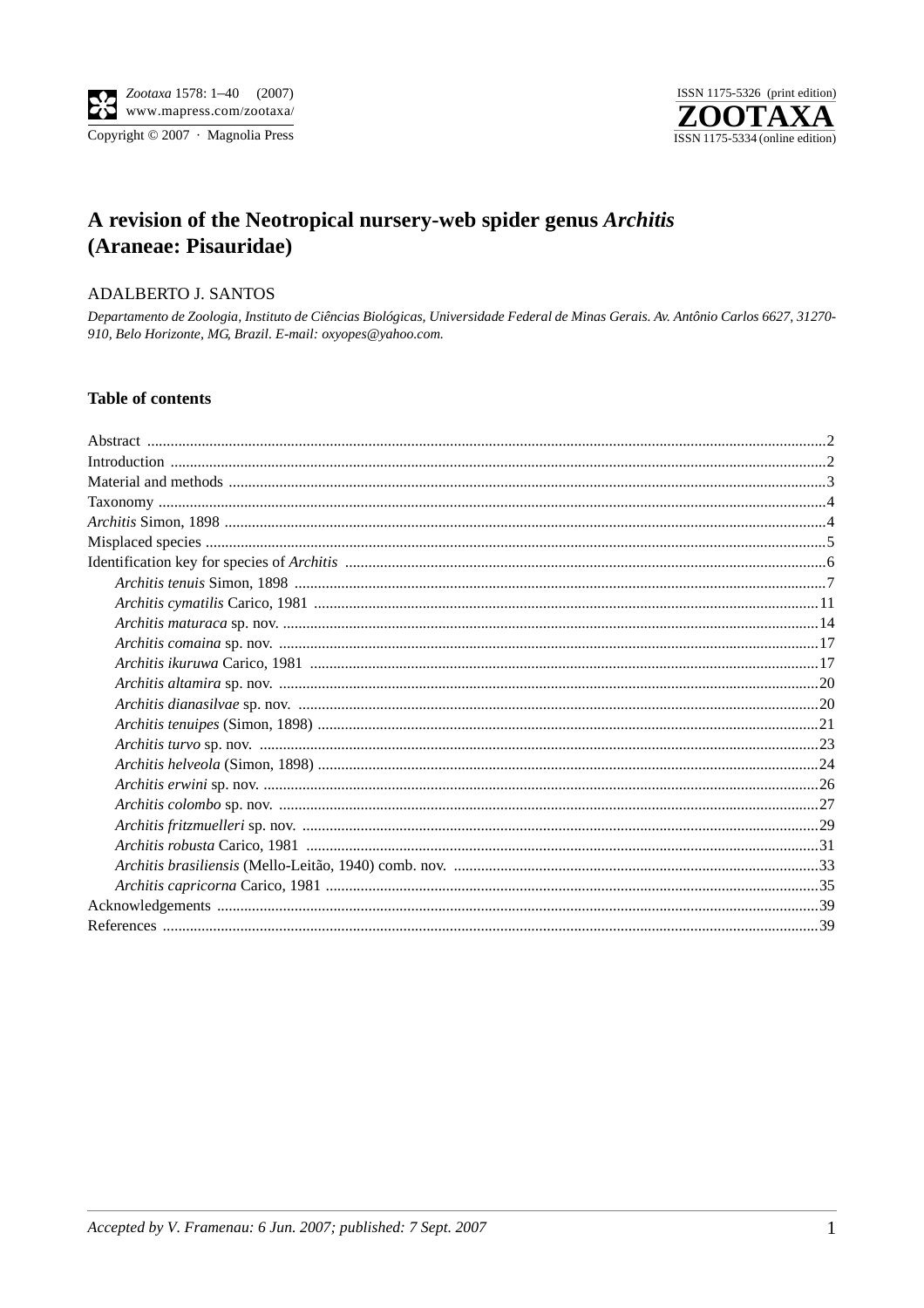# A revision of the Neotropical nursery-web spider genus *Architis* (Araneae: Pisauridae)

ADALBERTO J. SANTOS

*Departamento de Zoologia, Instituto de Ciências Biológicas, Universidade Federal de Minas Gerais. Av. Antônio Carlos 6627, 31270-910, Belo Horizonte, MG, Brazil. E-mail: oxyopes@yahoo.com.*

## Table of contents

Abstract ..... 2
Introduction ..... 2
Material and methods ..... 3
Taxonomy ..... 4
*Architis* Simon, 1898 ..... 4
Misplaced species ..... 5
Identification key for species of *Architis* ..... 6
- *Architis tenuis* Simon, 1898 ..... 7
- *Architis cymatilis* Carico, 1981 ..... 11
- *Architis maturaca* sp. nov. ..... 14
- *Architis comaina* sp. nov. ..... 17
- *Architis ikuruwa* Carico, 1981 ..... 17
- *Architis altamira* sp. nov. ..... 20
- *Architis dianasilvae* sp. nov. ..... 20
- *Architis tenuipes* (Simon, 1898) ..... 21
- *Architis turvo* sp. nov. ..... 23
- *Architis helveola* (Simon, 1898) ..... 24
- *Architis erwini* sp. nov. ..... 26
- *Architis colombo* sp. nov. ..... 27
- *Architis fritzmuelleri* sp. nov. ..... 29
- *Architis robusta* Carico, 1981 ..... 31
- *Architis brasiliensis* (Mello-Leitão, 1940) comb. nov. ..... 33
- *Architis capricorna* Carico, 1981 ..... 35

Acknowledgements ..... 39
References ..... 39

*Accepted by V. Framenau: 6 Jun. 2007; published: 7 Sept. 2007*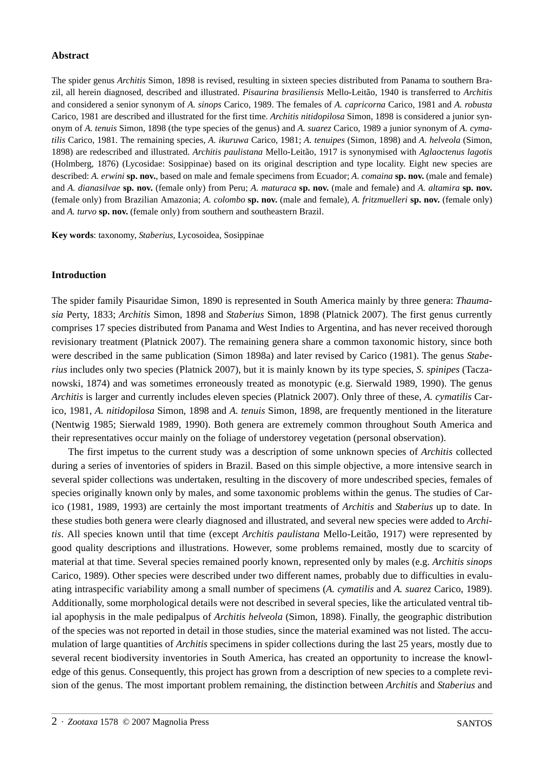## Abstract

The spider genus *Architis* Simon, 1898 is revised, resulting in sixteen species distributed from Panama to southern Brazil, all herein diagnosed, described and illustrated. *Pisaurina brasiliensis* Mello-Leitão, 1940 is transferred to *Architis* and considered a senior synonym of *A. sinops* Carico, 1989. The females of *A. capricorna* Carico, 1981 and *A. robusta* Carico, 1981 are described and illustrated for the first time. *Architis nitidopilosa* Simon, 1898 is considered a junior synonym of *A. tenuis* Simon, 1898 (the type species of the genus) and *A. suarez* Carico, 1989 a junior synonym of *A. cymatilis* Carico, 1981. The remaining species, *A. ikuruwa* Carico, 1981; *A. tenuipes* (Simon, 1898) and *A. helveola* (Simon, 1898) are redescribed and illustrated. *Architis paulistana* Mello-Leitão, 1917 is synonymised with *Aglaoctenus lagotis* (Holmberg, 1876) (Lycosidae: Sosippinae) based on its original description and type locality. Eight new species are described: *A. erwini* **sp. nov.**, based on male and female specimens from Ecuador; *A. comaina* **sp. nov.** (male and female) and *A. dianasilvae* **sp. nov.** (female only) from Peru; *A. maturaca* **sp. nov.** (male and female) and *A. altamira* **sp. nov.** (female only) from Brazilian Amazonia; *A. colombo* **sp. nov.** (male and female), *A. fritzmuelleri* **sp. nov.** (female only) and *A. turvo* **sp. nov.** (female only) from southern and southeastern Brazil.

**Key words**: taxonomy, *Staberius*, Lycosoidea, Sosippinae

## Introduction

The spider family Pisauridae Simon, 1890 is represented in South America mainly by three genera: *Thaumasia* Perty, 1833; *Architis* Simon, 1898 and *Staberius* Simon, 1898 (Platnick 2007). The first genus currently comprises 17 species distributed from Panama and West Indies to Argentina, and has never received thorough revisionary treatment (Platnick 2007). The remaining genera share a common taxonomic history, since both were described in the same publication (Simon 1898a) and later revised by Carico (1981). The genus *Staberius* includes only two species (Platnick 2007), but it is mainly known by its type species, *S. spinipes* (Taczanowski, 1874) and was sometimes erroneously treated as monotypic (e.g. Sierwald 1989, 1990). The genus *Architis* is larger and currently includes eleven species (Platnick 2007). Only three of these, *A. cymatilis* Carico, 1981, *A. nitidopilosa* Simon, 1898 and *A. tenuis* Simon, 1898, are frequently mentioned in the literature (Nentwig 1985; Sierwald 1989, 1990). Both genera are extremely common throughout South America and their representatives occur mainly on the foliage of understorey vegetation (personal observation).

The first impetus to the current study was a description of some unknown species of *Architis* collected during a series of inventories of spiders in Brazil. Based on this simple objective, a more intensive search in several spider collections was undertaken, resulting in the discovery of more undescribed species, females of species originally known only by males, and some taxonomic problems within the genus. The studies of Carico (1981, 1989, 1993) are certainly the most important treatments of *Architis* and *Staberius* up to date. In these studies both genera were clearly diagnosed and illustrated, and several new species were added to *Architis*. All species known until that time (except *Architis paulistana* Mello-Leitão, 1917) were represented by good quality descriptions and illustrations. However, some problems remained, mostly due to scarcity of material at that time. Several species remained poorly known, represented only by males (e.g. *Architis sinops* Carico, 1989). Other species were described under two different names, probably due to difficulties in evaluating intraspecific variability among a small number of specimens (*A. cymatilis* and *A. suarez* Carico, 1989). Additionally, some morphological details were not described in several species, like the articulated ventral tibial apophysis in the male pedipalpus of *Architis helveola* (Simon, 1898). Finally, the geographic distribution of the species was not reported in detail in those studies, since the material examined was not listed. The accumulation of large quantities of *Architis* specimens in spider collections during the last 25 years, mostly due to several recent biodiversity inventories in South America, has created an opportunity to increase the knowledge of this genus. Consequently, this project has grown from a description of new species to a complete revision of the genus. The most important problem remaining, the distinction between *Architis* and *Staberius* and